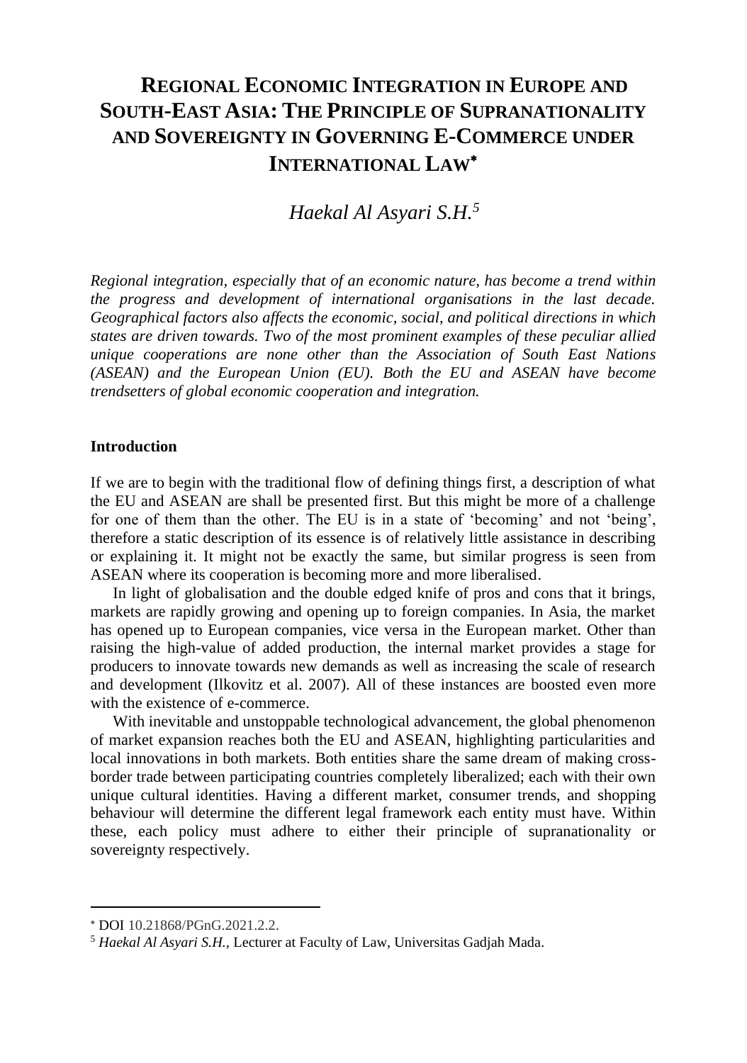# REGIONAL ECONOMIC INTEGRATION IN EUROPE AND SOUTH-EAST ASIA: THE PRINCIPLE OF SUPRANATIONALITY AND SOVEREIGNTY IN GOVERNING E-COMMERCE UNDER INTERNATIONAL LAW*

*Haekal Al Asyari S.H.*[5]

*Regional integration, especially that of an economic nature, has become a trend within the progress and development of international organisations in the last decade. Geographical factors also affects the economic, social, and political directions in which states are driven towards. Two of the most prominent examples of these peculiar allied unique cooperations are none other than the Association of South East Nations (ASEAN) and the European Union (EU). Both the EU and ASEAN have become trendsetters of global economic cooperation and integration.*

## Introduction

If we are to begin with the traditional flow of defining things first, a description of what the EU and ASEAN are shall be presented first. But this might be more of a challenge for one of them than the other. The EU is in a state of 'becoming' and not 'being', therefore a static description of its essence is of relatively little assistance in describing or explaining it. It might not be exactly the same, but similar progress is seen from ASEAN where its cooperation is becoming more and more liberalised.

In light of globalisation and the double edged knife of pros and cons that it brings, markets are rapidly growing and opening up to foreign companies. In Asia, the market has opened up to European companies, vice versa in the European market. Other than raising the high-value of added production, the internal market provides a stage for producers to innovate towards new demands as well as increasing the scale of research and development (Ilkovitz et al. 2007). All of these instances are boosted even more with the existence of e-commerce.

With inevitable and unstoppable technological advancement, the global phenomenon of market expansion reaches both the EU and ASEAN, highlighting particularities and local innovations in both markets. Both entities share the same dream of making cross-border trade between participating countries completely liberalized; each with their own unique cultural identities. Having a different market, consumer trends, and shopping behaviour will determine the different legal framework each entity must have. Within these, each policy must adhere to either their principle of supranationality or sovereignty respectively.

---

* DOI 10.21868/PGnG.2021.2.2.

[5] *Haekal Al Asyari S.H.*, Lecturer at Faculty of Law, Universitas Gadjah Mada.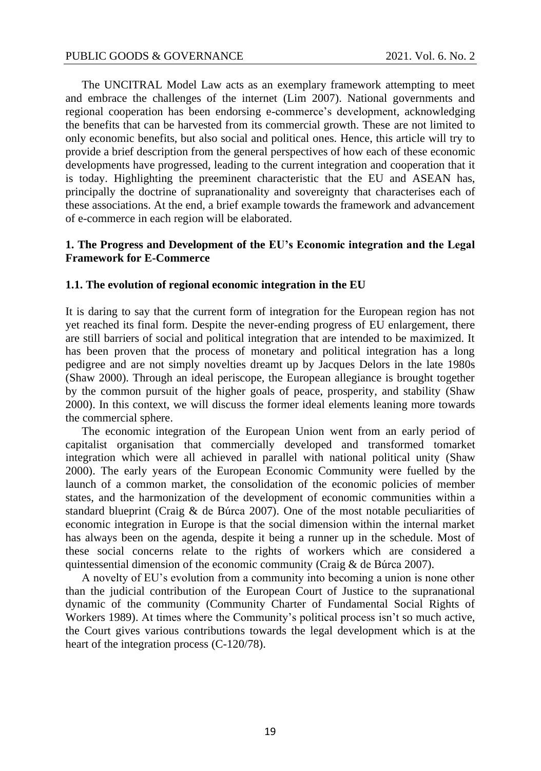The UNCITRAL Model Law acts as an exemplary framework attempting to meet and embrace the challenges of the internet (Lim 2007). National governments and regional cooperation has been endorsing e-commerce's development, acknowledging the benefits that can be harvested from its commercial growth. These are not limited to only economic benefits, but also social and political ones. Hence, this article will try to provide a brief description from the general perspectives of how each of these economic developments have progressed, leading to the current integration and cooperation that it is today. Highlighting the preeminent characteristic that the EU and ASEAN has, principally the doctrine of supranationality and sovereignty that characterises each of these associations. At the end, a brief example towards the framework and advancement of e-commerce in each region will be elaborated.

## 1. The Progress and Development of the EU's Economic integration and the Legal Framework for E-Commerce

### 1.1. The evolution of regional economic integration in the EU

It is daring to say that the current form of integration for the European region has not yet reached its final form. Despite the never-ending progress of EU enlargement, there are still barriers of social and political integration that are intended to be maximized. It has been proven that the process of monetary and political integration has a long pedigree and are not simply novelties dreamt up by Jacques Delors in the late 1980s (Shaw 2000). Through an ideal periscope, the European allegiance is brought together by the common pursuit of the higher goals of peace, prosperity, and stability (Shaw 2000). In this context, we will discuss the former ideal elements leaning more towards the commercial sphere.

The economic integration of the European Union went from an early period of capitalist organisation that commercially developed and transformed tomarket integration which were all achieved in parallel with national political unity (Shaw 2000). The early years of the European Economic Community were fuelled by the launch of a common market, the consolidation of the economic policies of member states, and the harmonization of the development of economic communities within a standard blueprint (Craig & de Búrca 2007). One of the most notable peculiarities of economic integration in Europe is that the social dimension within the internal market has always been on the agenda, despite it being a runner up in the schedule. Most of these social concerns relate to the rights of workers which are considered a quintessential dimension of the economic community (Craig & de Búrca 2007).

A novelty of EU's evolution from a community into becoming a union is none other than the judicial contribution of the European Court of Justice to the supranational dynamic of the community (Community Charter of Fundamental Social Rights of Workers 1989). At times where the Community's political process isn't so much active, the Court gives various contributions towards the legal development which is at the heart of the integration process (C-120/78).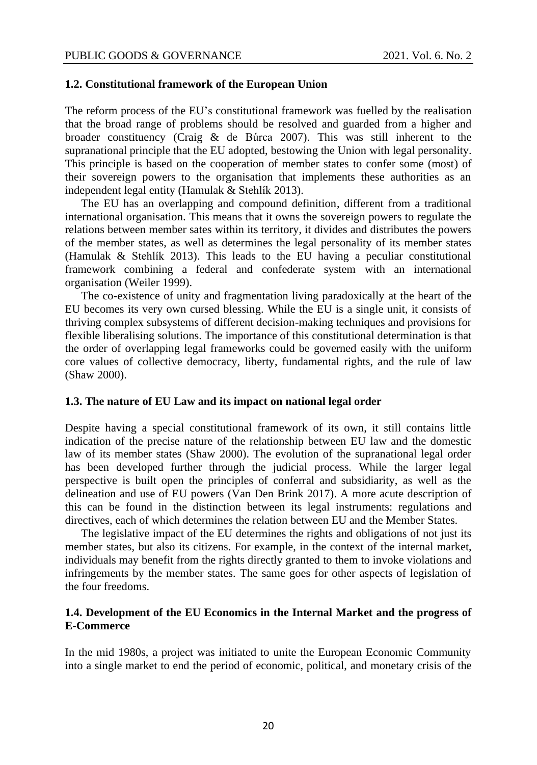### 1.2. Constitutional framework of the European Union

The reform process of the EU's constitutional framework was fuelled by the realisation that the broad range of problems should be resolved and guarded from a higher and broader constituency (Craig & de Búrca 2007). This was still inherent to the supranational principle that the EU adopted, bestowing the Union with legal personality. This principle is based on the cooperation of member states to confer some (most) of their sovereign powers to the organisation that implements these authorities as an independent legal entity (Hamulak & Stehlík 2013).

The EU has an overlapping and compound definition, different from a traditional international organisation. This means that it owns the sovereign powers to regulate the relations between member sates within its territory, it divides and distributes the powers of the member states, as well as determines the legal personality of its member states (Hamulak & Stehlík 2013). This leads to the EU having a peculiar constitutional framework combining a federal and confederate system with an international organisation (Weiler 1999).

The co-existence of unity and fragmentation living paradoxically at the heart of the EU becomes its very own cursed blessing. While the EU is a single unit, it consists of thriving complex subsystems of different decision-making techniques and provisions for flexible liberalising solutions. The importance of this constitutional determination is that the order of overlapping legal frameworks could be governed easily with the uniform core values of collective democracy, liberty, fundamental rights, and the rule of law (Shaw 2000).

### 1.3. The nature of EU Law and its impact on national legal order

Despite having a special constitutional framework of its own, it still contains little indication of the precise nature of the relationship between EU law and the domestic law of its member states (Shaw 2000). The evolution of the supranational legal order has been developed further through the judicial process. While the larger legal perspective is built open the principles of conferral and subsidiarity, as well as the delineation and use of EU powers (Van Den Brink 2017). A more acute description of this can be found in the distinction between its legal instruments: regulations and directives, each of which determines the relation between EU and the Member States.

The legislative impact of the EU determines the rights and obligations of not just its member states, but also its citizens. For example, in the context of the internal market, individuals may benefit from the rights directly granted to them to invoke violations and infringements by the member states. The same goes for other aspects of legislation of the four freedoms.

### 1.4. Development of the EU Economics in the Internal Market and the progress of E-Commerce

In the mid 1980s, a project was initiated to unite the European Economic Community into a single market to end the period of economic, political, and monetary crisis of the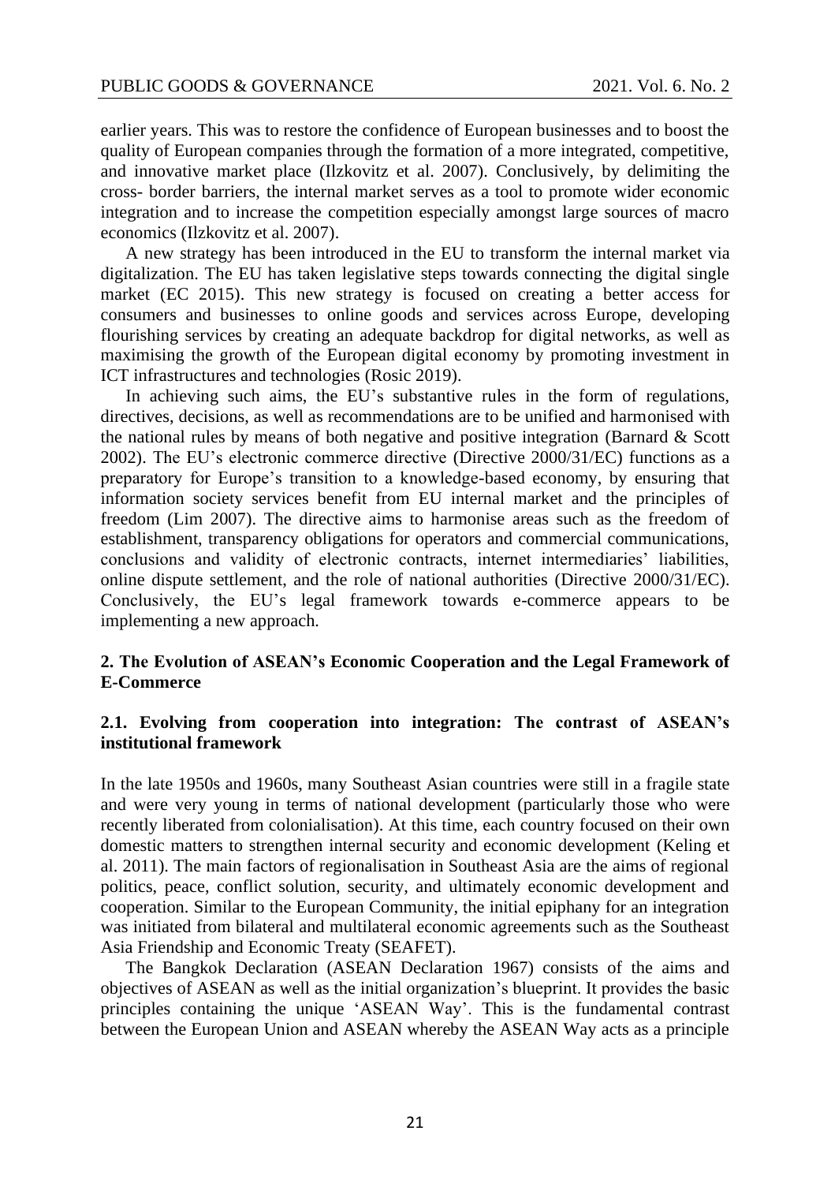earlier years. This was to restore the confidence of European businesses and to boost the quality of European companies through the formation of a more integrated, competitive, and innovative market place (Ilzkovitz et al. 2007). Conclusively, by delimiting the cross- border barriers, the internal market serves as a tool to promote wider economic integration and to increase the competition especially amongst large sources of macro economics (Ilzkovitz et al. 2007).

A new strategy has been introduced in the EU to transform the internal market via digitalization. The EU has taken legislative steps towards connecting the digital single market (EC 2015). This new strategy is focused on creating a better access for consumers and businesses to online goods and services across Europe, developing flourishing services by creating an adequate backdrop for digital networks, as well as maximising the growth of the European digital economy by promoting investment in ICT infrastructures and technologies (Rosic 2019).

In achieving such aims, the EU's substantive rules in the form of regulations, directives, decisions, as well as recommendations are to be unified and harmonised with the national rules by means of both negative and positive integration (Barnard & Scott 2002). The EU's electronic commerce directive (Directive 2000/31/EC) functions as a preparatory for Europe's transition to a knowledge-based economy, by ensuring that information society services benefit from EU internal market and the principles of freedom (Lim 2007). The directive aims to harmonise areas such as the freedom of establishment, transparency obligations for operators and commercial communications, conclusions and validity of electronic contracts, internet intermediaries' liabilities, online dispute settlement, and the role of national authorities (Directive 2000/31/EC). Conclusively, the EU's legal framework towards e-commerce appears to be implementing a new approach.

## 2. The Evolution of ASEAN's Economic Cooperation and the Legal Framework of E-Commerce

### 2.1. Evolving from cooperation into integration: The contrast of ASEAN's institutional framework

In the late 1950s and 1960s, many Southeast Asian countries were still in a fragile state and were very young in terms of national development (particularly those who were recently liberated from colonialisation). At this time, each country focused on their own domestic matters to strengthen internal security and economic development (Keling et al. 2011). The main factors of regionalisation in Southeast Asia are the aims of regional politics, peace, conflict solution, security, and ultimately economic development and cooperation. Similar to the European Community, the initial epiphany for an integration was initiated from bilateral and multilateral economic agreements such as the Southeast Asia Friendship and Economic Treaty (SEAFET).

The Bangkok Declaration (ASEAN Declaration 1967) consists of the aims and objectives of ASEAN as well as the initial organization's blueprint. It provides the basic principles containing the unique 'ASEAN Way'. This is the fundamental contrast between the European Union and ASEAN whereby the ASEAN Way acts as a principle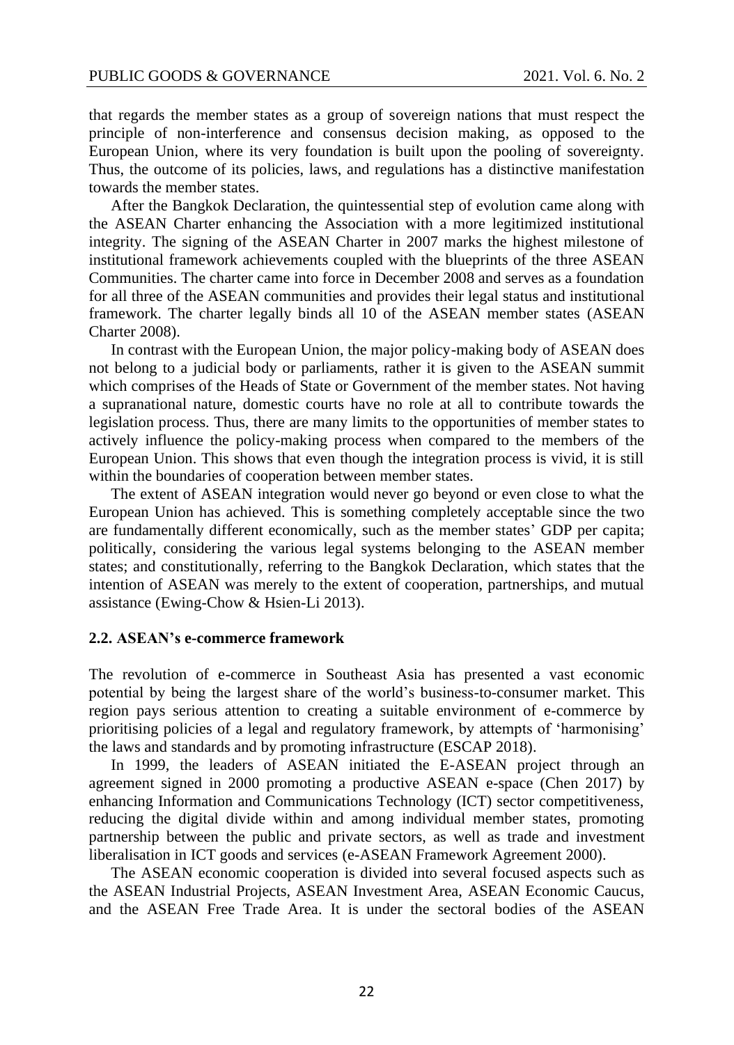that regards the member states as a group of sovereign nations that must respect the principle of non-interference and consensus decision making, as opposed to the European Union, where its very foundation is built upon the pooling of sovereignty. Thus, the outcome of its policies, laws, and regulations has a distinctive manifestation towards the member states.

After the Bangkok Declaration, the quintessential step of evolution came along with the ASEAN Charter enhancing the Association with a more legitimized institutional integrity. The signing of the ASEAN Charter in 2007 marks the highest milestone of institutional framework achievements coupled with the blueprints of the three ASEAN Communities. The charter came into force in December 2008 and serves as a foundation for all three of the ASEAN communities and provides their legal status and institutional framework. The charter legally binds all 10 of the ASEAN member states (ASEAN Charter 2008).

In contrast with the European Union, the major policy-making body of ASEAN does not belong to a judicial body or parliaments, rather it is given to the ASEAN summit which comprises of the Heads of State or Government of the member states. Not having a supranational nature, domestic courts have no role at all to contribute towards the legislation process. Thus, there are many limits to the opportunities of member states to actively influence the policy-making process when compared to the members of the European Union. This shows that even though the integration process is vivid, it is still within the boundaries of cooperation between member states.

The extent of ASEAN integration would never go beyond or even close to what the European Union has achieved. This is something completely acceptable since the two are fundamentally different economically, such as the member states' GDP per capita; politically, considering the various legal systems belonging to the ASEAN member states; and constitutionally, referring to the Bangkok Declaration, which states that the intention of ASEAN was merely to the extent of cooperation, partnerships, and mutual assistance (Ewing-Chow & Hsien-Li 2013).

### 2.2. ASEAN's e-commerce framework

The revolution of e-commerce in Southeast Asia has presented a vast economic potential by being the largest share of the world's business-to-consumer market. This region pays serious attention to creating a suitable environment of e-commerce by prioritising policies of a legal and regulatory framework, by attempts of 'harmonising' the laws and standards and by promoting infrastructure (ESCAP 2018).

In 1999, the leaders of ASEAN initiated the E-ASEAN project through an agreement signed in 2000 promoting a productive ASEAN e-space (Chen 2017) by enhancing Information and Communications Technology (ICT) sector competitiveness, reducing the digital divide within and among individual member states, promoting partnership between the public and private sectors, as well as trade and investment liberalisation in ICT goods and services (e-ASEAN Framework Agreement 2000).

The ASEAN economic cooperation is divided into several focused aspects such as the ASEAN Industrial Projects, ASEAN Investment Area, ASEAN Economic Caucus, and the ASEAN Free Trade Area. It is under the sectoral bodies of the ASEAN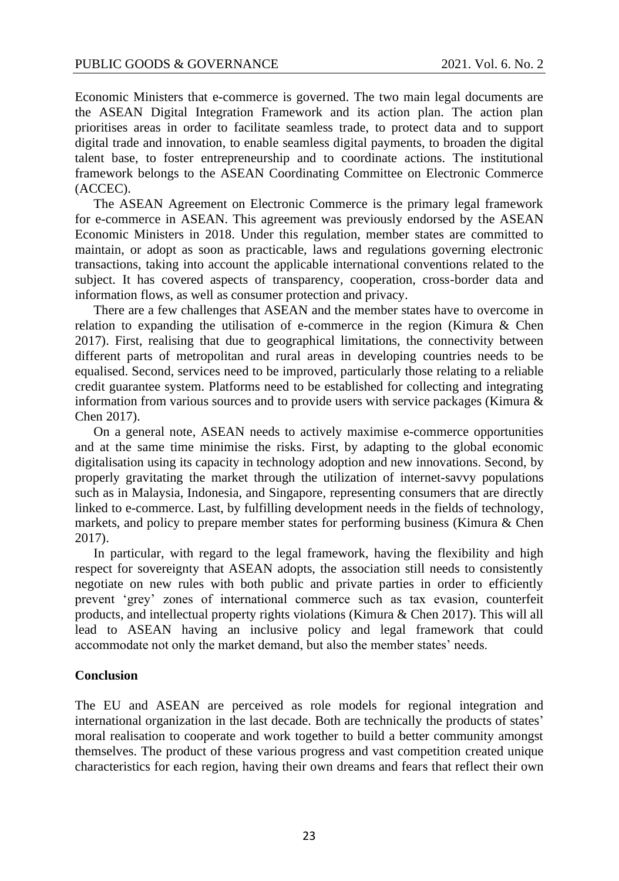Economic Ministers that e-commerce is governed. The two main legal documents are the ASEAN Digital Integration Framework and its action plan. The action plan prioritises areas in order to facilitate seamless trade, to protect data and to support digital trade and innovation, to enable seamless digital payments, to broaden the digital talent base, to foster entrepreneurship and to coordinate actions. The institutional framework belongs to the ASEAN Coordinating Committee on Electronic Commerce (ACCEC).

The ASEAN Agreement on Electronic Commerce is the primary legal framework for e-commerce in ASEAN. This agreement was previously endorsed by the ASEAN Economic Ministers in 2018. Under this regulation, member states are committed to maintain, or adopt as soon as practicable, laws and regulations governing electronic transactions, taking into account the applicable international conventions related to the subject. It has covered aspects of transparency, cooperation, cross-border data and information flows, as well as consumer protection and privacy.

There are a few challenges that ASEAN and the member states have to overcome in relation to expanding the utilisation of e-commerce in the region (Kimura & Chen 2017). First, realising that due to geographical limitations, the connectivity between different parts of metropolitan and rural areas in developing countries needs to be equalised. Second, services need to be improved, particularly those relating to a reliable credit guarantee system. Platforms need to be established for collecting and integrating information from various sources and to provide users with service packages (Kimura & Chen 2017).

On a general note, ASEAN needs to actively maximise e-commerce opportunities and at the same time minimise the risks. First, by adapting to the global economic digitalisation using its capacity in technology adoption and new innovations. Second, by properly gravitating the market through the utilization of internet-savvy populations such as in Malaysia, Indonesia, and Singapore, representing consumers that are directly linked to e-commerce. Last, by fulfilling development needs in the fields of technology, markets, and policy to prepare member states for performing business (Kimura & Chen 2017).

In particular, with regard to the legal framework, having the flexibility and high respect for sovereignty that ASEAN adopts, the association still needs to consistently negotiate on new rules with both public and private parties in order to efficiently prevent 'grey' zones of international commerce such as tax evasion, counterfeit products, and intellectual property rights violations (Kimura & Chen 2017). This will all lead to ASEAN having an inclusive policy and legal framework that could accommodate not only the market demand, but also the member states' needs.

## Conclusion

The EU and ASEAN are perceived as role models for regional integration and international organization in the last decade. Both are technically the products of states' moral realisation to cooperate and work together to build a better community amongst themselves. The product of these various progress and vast competition created unique characteristics for each region, having their own dreams and fears that reflect their own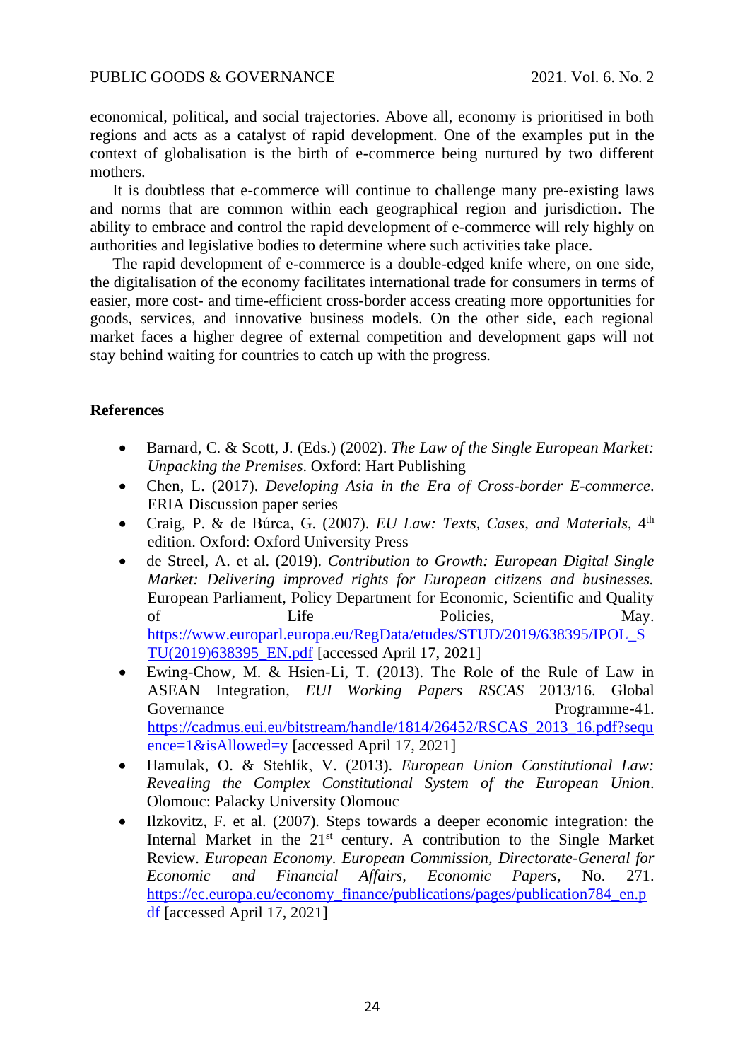economical, political, and social trajectories. Above all, economy is prioritised in both regions and acts as a catalyst of rapid development. One of the examples put in the context of globalisation is the birth of e-commerce being nurtured by two different mothers.

It is doubtless that e-commerce will continue to challenge many pre-existing laws and norms that are common within each geographical region and jurisdiction. The ability to embrace and control the rapid development of e-commerce will rely highly on authorities and legislative bodies to determine where such activities take place.

The rapid development of e-commerce is a double-edged knife where, on one side, the digitalisation of the economy facilitates international trade for consumers in terms of easier, more cost- and time-efficient cross-border access creating more opportunities for goods, services, and innovative business models. On the other side, each regional market faces a higher degree of external competition and development gaps will not stay behind waiting for countries to catch up with the progress.

## References

- Barnard, C. & Scott, J. (Eds.) (2002). *The Law of the Single European Market: Unpacking the Premises*. Oxford: Hart Publishing
- Chen, L. (2017). *Developing Asia in the Era of Cross-border E-commerce*. ERIA Discussion paper series
- Craig, P. & de Búrca, G. (2007). *EU Law: Texts, Cases, and Materials*, 4th edition. Oxford: Oxford University Press
- de Streel, A. et al. (2019). *Contribution to Growth: European Digital Single Market: Delivering improved rights for European citizens and businesses.* European Parliament, Policy Department for Economic, Scientific and Quality of Life Policies, May. https://www.europarl.europa.eu/RegData/etudes/STUD/2019/638395/IPOL_STU(2019)638395_EN.pdf [accessed April 17, 2021]
- Ewing-Chow, M. & Hsien-Li, T. (2013). The Role of the Rule of Law in ASEAN Integration, *EUI Working Papers RSCAS* 2013/16. Global Governance Programme-41. https://cadmus.eui.eu/bitstream/handle/1814/26452/RSCAS_2013_16.pdf?sequence=1&isAllowed=y [accessed April 17, 2021]
- Hamulak, O. & Stehlík, V. (2013). *European Union Constitutional Law: Revealing the Complex Constitutional System of the European Union*. Olomouc: Palacky University Olomouc
- Ilzkovitz, F. et al. (2007). Steps towards a deeper economic integration: the Internal Market in the 21st century. A contribution to the Single Market Review. *European Economy. European Commission, Directorate-General for Economic and Financial Affairs, Economic Papers,* No. 271. https://ec.europa.eu/economy_finance/publications/pages/publication784_en.pdf [accessed April 17, 2021]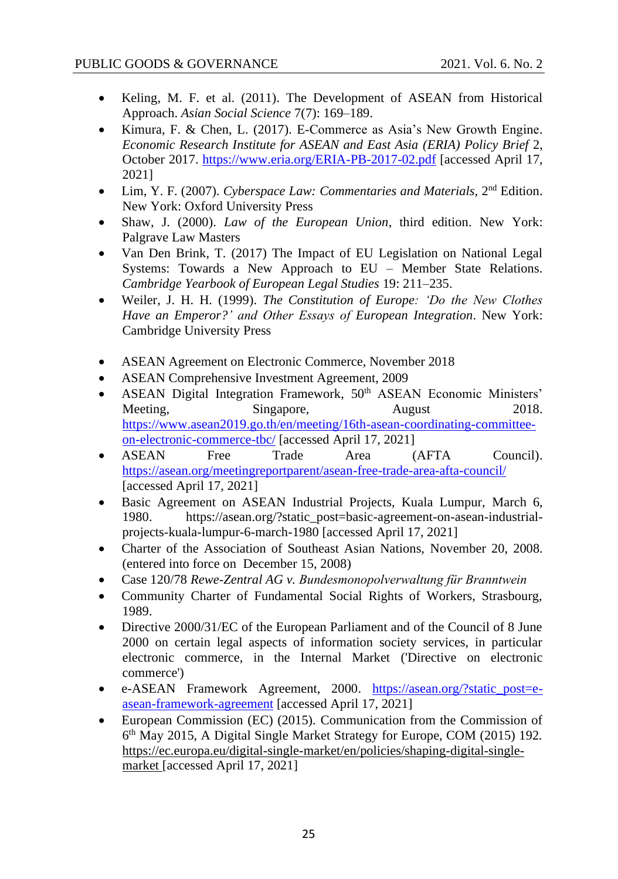- Keling, M. F. et al. (2011). The Development of ASEAN from Historical Approach. *Asian Social Science* 7(7): 169–189.
- Kimura, F. & Chen, L. (2017). E-Commerce as Asia's New Growth Engine. *Economic Research Institute for ASEAN and East Asia (ERIA) Policy Brief* 2, October 2017. https://www.eria.org/ERIA-PB-2017-02.pdf [accessed April 17, 2021]
- Lim, Y. F. (2007). *Cyberspace Law: Commentaries and Materials*, 2nd Edition. New York: Oxford University Press
- Shaw, J. (2000). *Law of the European Union*, third edition. New York: Palgrave Law Masters
- Van Den Brink, T. (2017) The Impact of EU Legislation on National Legal Systems: Towards a New Approach to EU – Member State Relations. *Cambridge Yearbook of European Legal Studies* 19: 211–235.
- Weiler, J. H. H. (1999). *The Constitution of Europe: 'Do the New Clothes Have an Emperor?' and Other Essays of European Integration*. New York: Cambridge University Press

- ASEAN Agreement on Electronic Commerce, November 2018
- ASEAN Comprehensive Investment Agreement, 2009
- ASEAN Digital Integration Framework, 50th ASEAN Economic Ministers' Meeting, Singapore, August 2018. https://www.asean2019.go.th/en/meeting/16th-asean-coordinating-committee-on-electronic-commerce-tbc/ [accessed April 17, 2021]
- ASEAN Free Trade Area (AFTA Council). https://asean.org/meetingreportparent/asean-free-trade-area-afta-council/ [accessed April 17, 2021]
- Basic Agreement on ASEAN Industrial Projects, Kuala Lumpur, March 6, 1980. https://asean.org/?static_post=basic-agreement-on-asean-industrial-projects-kuala-lumpur-6-march-1980 [accessed April 17, 2021]
- Charter of the Association of Southeast Asian Nations, November 20, 2008. (entered into force on December 15, 2008)
- Case 120/78 *Rewe-Zentral AG v. Bundesmonopolverwaltung für Branntwein*
- Community Charter of Fundamental Social Rights of Workers, Strasbourg, 1989.
- Directive 2000/31/EC of the European Parliament and of the Council of 8 June 2000 on certain legal aspects of information society services, in particular electronic commerce, in the Internal Market ('Directive on electronic commerce')
- e-ASEAN Framework Agreement, 2000. https://asean.org/?static_post=e-asean-framework-agreement [accessed April 17, 2021]
- European Commission (EC) (2015). Communication from the Commission of 6th May 2015, A Digital Single Market Strategy for Europe, COM (2015) 192. https://ec.europa.eu/digital-single-market/en/policies/shaping-digital-single-market [accessed April 17, 2021]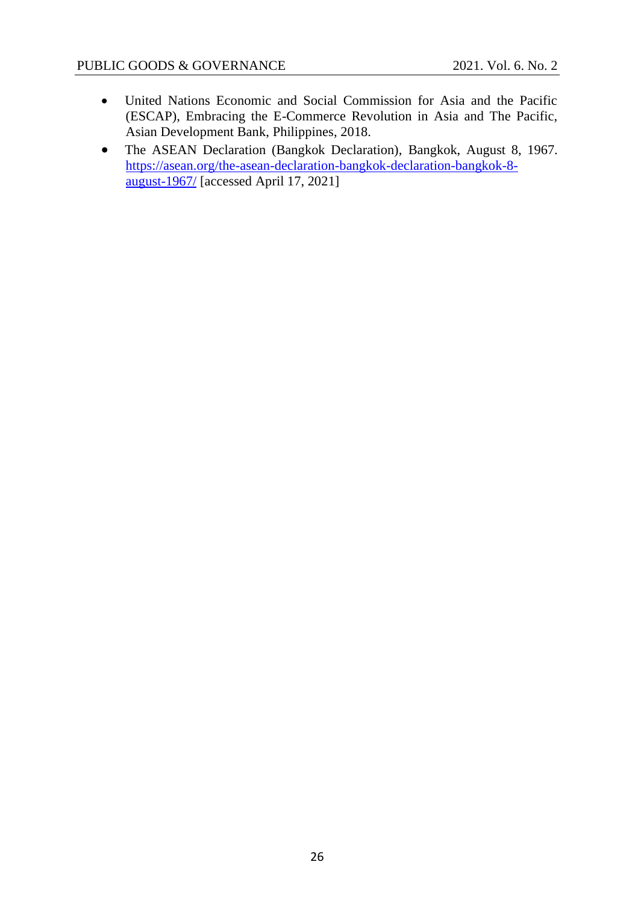- United Nations Economic and Social Commission for Asia and the Pacific (ESCAP), Embracing the E-Commerce Revolution in Asia and The Pacific, Asian Development Bank, Philippines, 2018.
- The ASEAN Declaration (Bangkok Declaration), Bangkok, August 8, 1967. https://asean.org/the-asean-declaration-bangkok-declaration-bangkok-8-august-1967/ [accessed April 17, 2021]